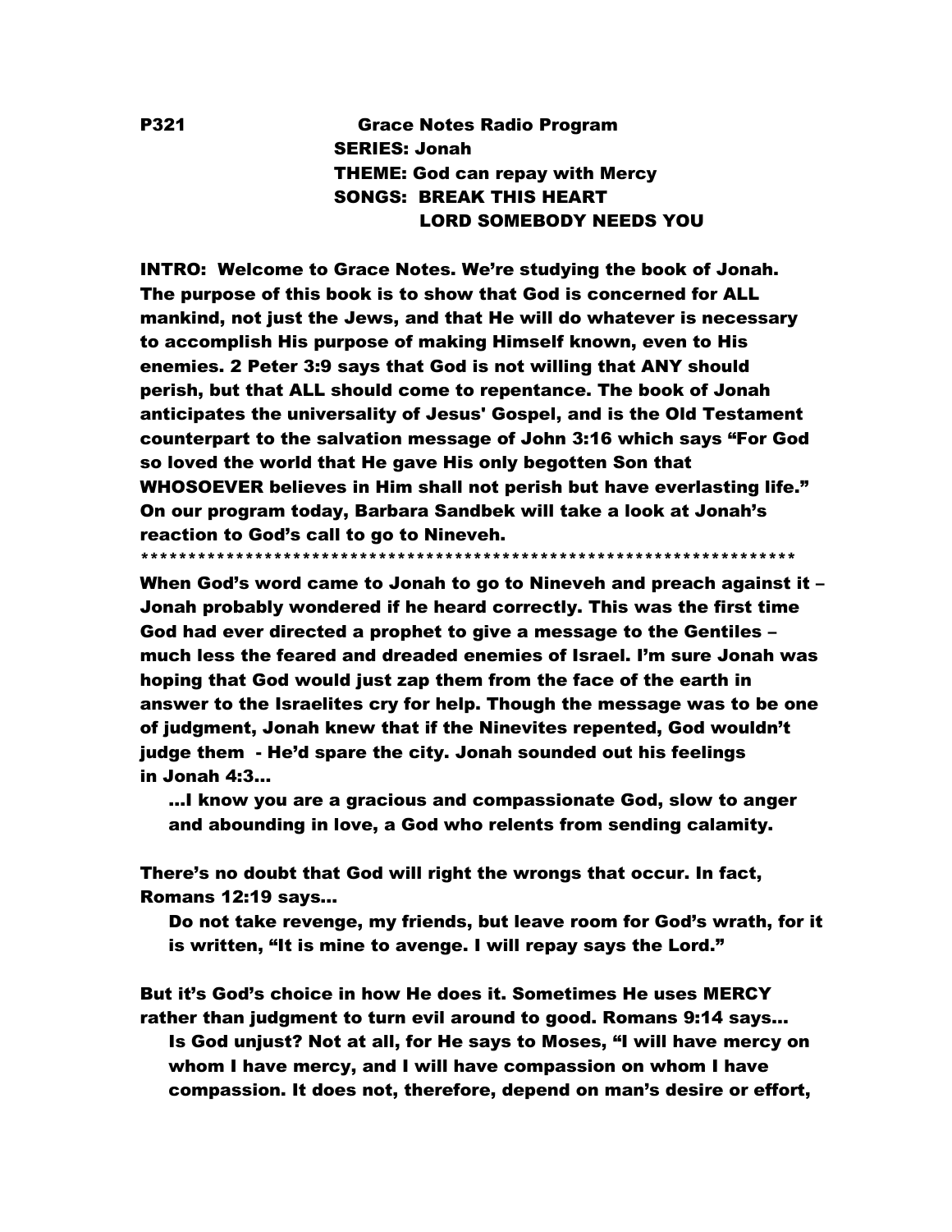P321 **Grace Notes Radio Program**
**SERIES: Jonah**
**THEME: God can repay with Mercy**
**SONGS: BREAK THIS HEART**
**LORD SOMEBODY NEEDS YOU**

**INTRO: Welcome to Grace Notes. We're studying the book of Jonah. The purpose of this book is to show that God is concerned for ALL mankind, not just the Jews, and that He will do whatever is necessary to accomplish His purpose of making Himself known, even to His enemies. 2 Peter 3:9 says that God is not willing that ANY should perish, but that ALL should come to repentance. The book of Jonah anticipates the universality of Jesus' Gospel, and is the Old Testament counterpart to the salvation message of John 3:16 which says "For God so loved the world that He gave His only begotten Son that WHOSOEVER believes in Him shall not perish but have everlasting life." On our program today, Barbara Sandbek will take a look at Jonah's reaction to God's call to go to Nineveh.**

**********************************************************************

**When God's word came to Jonah to go to Nineveh and preach against it – Jonah probably wondered if he heard correctly. This was the first time God had ever directed a prophet to give a message to the Gentiles – much less the feared and dreaded enemies of Israel. I'm sure Jonah was hoping that God would just zap them from the face of the earth in answer to the Israelites cry for help. Though the message was to be one of judgment, Jonah knew that if the Ninevites repented, God wouldn't judge them - He'd spare the city. Jonah sounded out his feelings in Jonah 4:3…**

> **…I know you are a gracious and compassionate God, slow to anger and abounding in love, a God who relents from sending calamity.**

**There's no doubt that God will right the wrongs that occur. In fact, Romans 12:19 says…**

> **Do not take revenge, my friends, but leave room for God's wrath, for it is written, "It is mine to avenge. I will repay says the Lord."**

**But it's God's choice in how He does it. Sometimes He uses MERCY rather than judgment to turn evil around to good. Romans 9:14 says…**

> **Is God unjust? Not at all, for He says to Moses, "I will have mercy on whom I have mercy, and I will have compassion on whom I have compassion. It does not, therefore, depend on man's desire or effort,**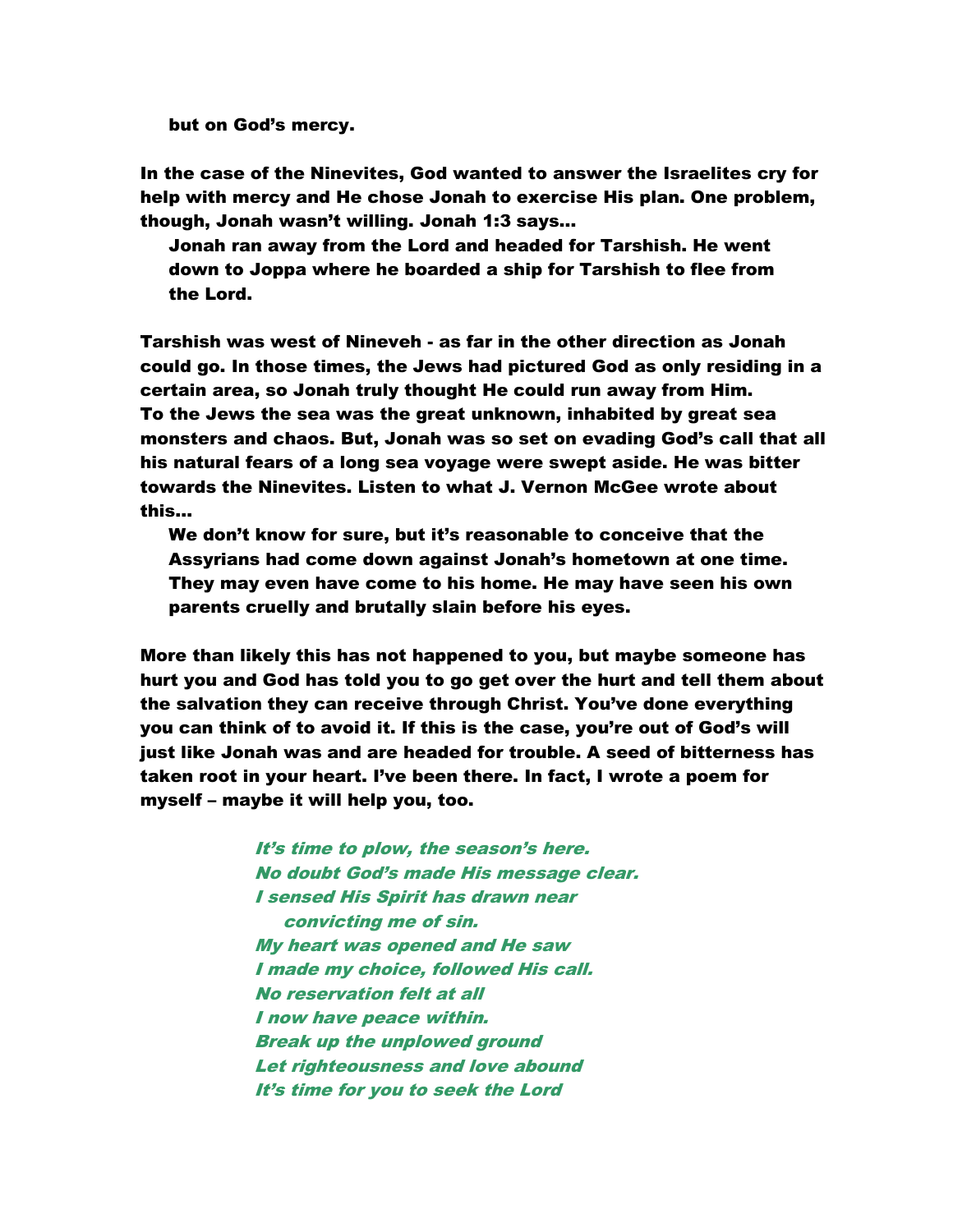> **but on God's mercy.**

**In the case of the Ninevites, God wanted to answer the Israelites cry for help with mercy and He chose Jonah to exercise His plan. One problem, though, Jonah wasn't willing. Jonah 1:3 says…**

> **Jonah ran away from the Lord and headed for Tarshish. He went down to Joppa where he boarded a ship for Tarshish to flee from the Lord.**

**Tarshish was west of Nineveh - as far in the other direction as Jonah could go. In those times, the Jews had pictured God as only residing in a certain area, so Jonah truly thought He could run away from Him. To the Jews the sea was the great unknown, inhabited by great sea monsters and chaos. But, Jonah was so set on evading God's call that all his natural fears of a long sea voyage were swept aside. He was bitter towards the Ninevites. Listen to what J. Vernon McGee wrote about this…**

> **We don't know for sure, but it's reasonable to conceive that the Assyrians had come down against Jonah's hometown at one time. They may even have come to his home. He may have seen his own parents cruelly and brutally slain before his eyes.**

**More than likely this has not happened to you, but maybe someone has hurt you and God has told you to go get over the hurt and tell them about the salvation they can receive through Christ. You've done everything you can think of to avoid it. If this is the case, you're out of God's will just like Jonah was and are headed for trouble. A seed of bitterness has taken root in your heart. I've been there. In fact, I wrote a poem for myself – maybe it will help you, too.**

***It's time to plow, the season's here.***
***No doubt God's made His message clear.***
***I sensed His Spirit has drawn near***
***convicting me of sin.***
***My heart was opened and He saw***
***I made my choice, followed His call.***
***No reservation felt at all***
***I now have peace within.***
***Break up the unplowed ground***
***Let righteousness and love abound***
***It's time for you to seek the Lord***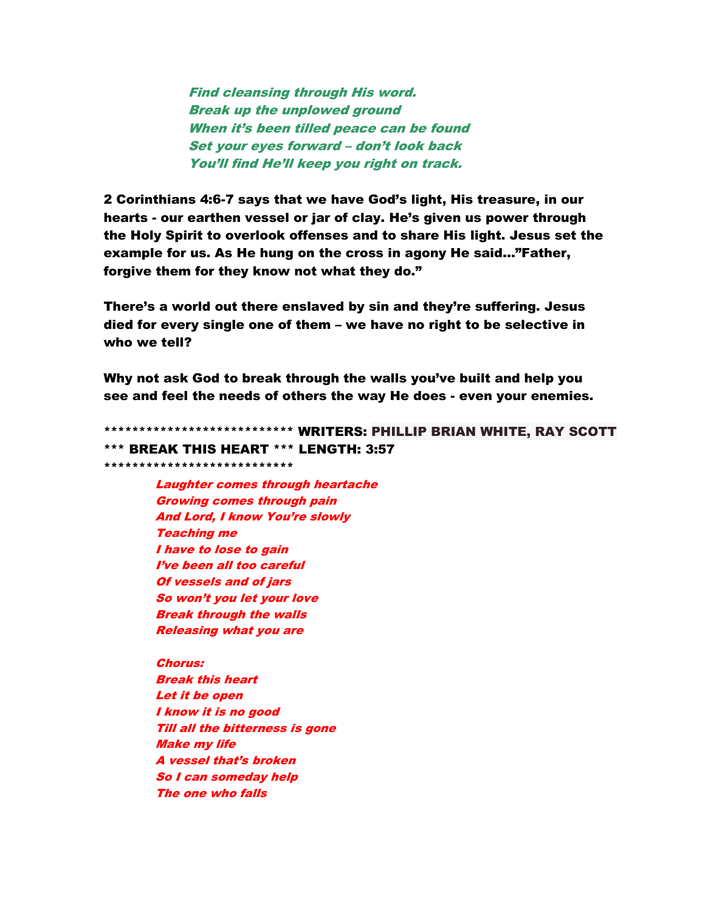*Find cleansing through His word.*
*Break up the unplowed ground*
*When it's been tilled peace can be found*
*Set your eyes forward – don't look back*
*You'll find He'll keep you right on track.*

**2 Corinthians 4:6-7 says that we have God's light, His treasure, in our hearts - our earthen vessel or jar of clay. He's given us power through the Holy Spirit to overlook offenses and to share His light. Jesus set the example for us. As He hung on the cross in agony He said…"Father, forgive them for they know not what they do."**

**There's a world out there enslaved by sin and they're suffering. Jesus died for every single one of them – we have no right to be selective in who we tell?**

**Why not ask God to break through the walls you've built and help you see and feel the needs of others the way He does - even your enemies.**

**************************** WRITERS: PHILLIP BRIAN WHITE, RAY SCOTT
*** BREAK THIS HEART *** LENGTH: 3:57
****************************

*Laughter comes through heartache*
*Growing comes through pain*
*And Lord, I know You're slowly*
*Teaching me*
*I have to lose to gain*
*I've been all too careful*
*Of vessels and of jars*
*So won't you let your love*
*Break through the walls*
*Releasing what you are*

*Chorus:*
*Break this heart*
*Let it be open*
*I know it is no good*
*Till all the bitterness is gone*
*Make my life*
*A vessel that's broken*
*So I can someday help*
*The one who falls*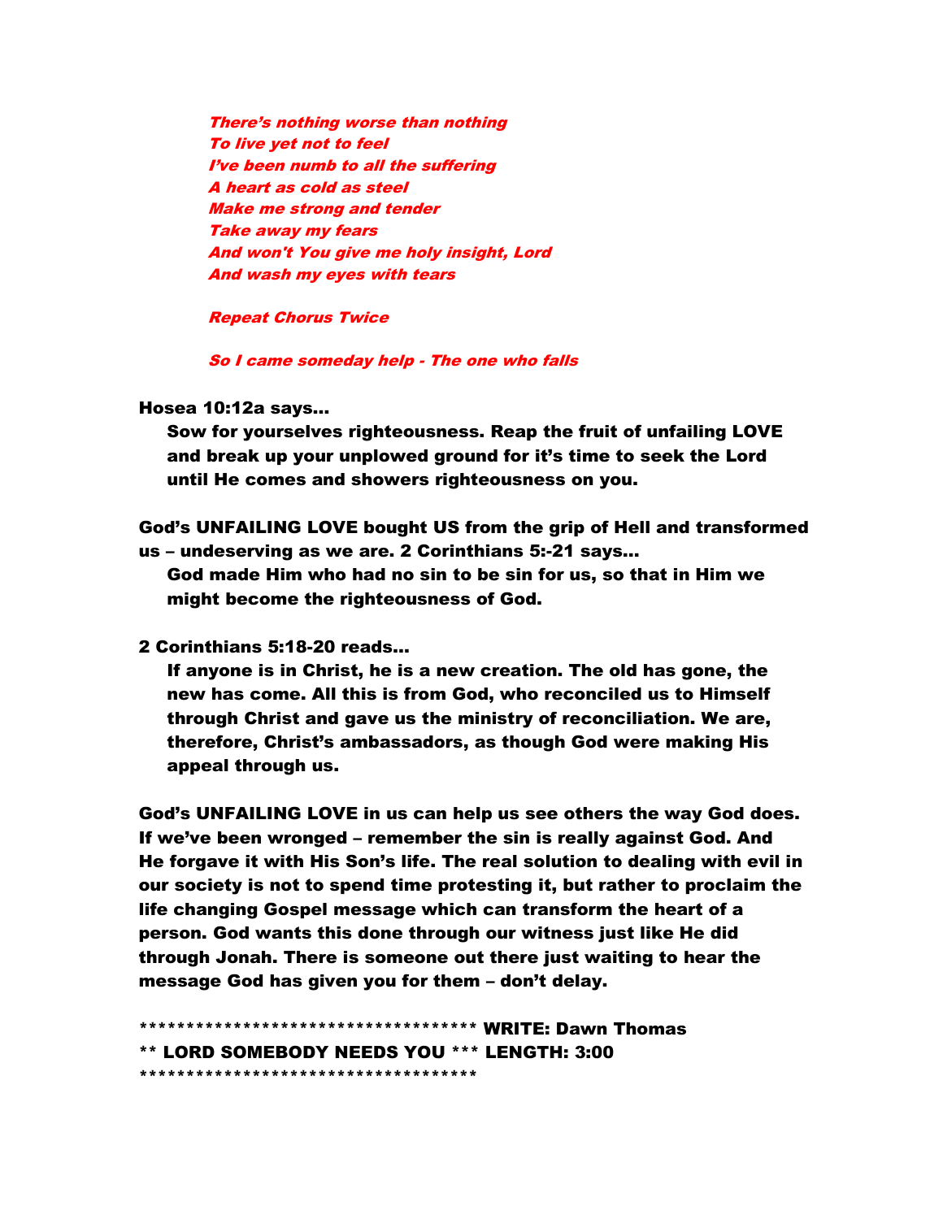*There's nothing worse than nothing*
*To live yet not to feel*
*I've been numb to all the suffering*
*A heart as cold as steel*
*Make me strong and tender*
*Take away my fears*
*And won't You give me holy insight, Lord*
*And wash my eyes with tears*

*Repeat Chorus Twice*

*So I came someday help - The one who falls*

**Hosea 10:12a says…**

> **Sow for yourselves righteousness. Reap the fruit of unfailing LOVE and break up your unplowed ground for it's time to seek the Lord until He comes and showers righteousness on you.**

**God's UNFAILING LOVE bought US from the grip of Hell and transformed us – undeserving as we are. 2 Corinthians 5:-21 says…**

> **God made Him who had no sin to be sin for us, so that in Him we might become the righteousness of God.**

**2 Corinthians 5:18-20 reads…**

> **If anyone is in Christ, he is a new creation. The old has gone, the new has come. All this is from God, who reconciled us to Himself through Christ and gave us the ministry of reconciliation. We are, therefore, Christ's ambassadors, as though God were making His appeal through us.**

**God's UNFAILING LOVE in us can help us see others the way God does. If we've been wronged – remember the sin is really against God. And He forgave it with His Son's life. The real solution to dealing with evil in our society is not to spend time protesting it, but rather to proclaim the life changing Gospel message which can transform the heart of a person. God wants this done through our witness just like He did through Jonah. There is someone out there just waiting to hear the message God has given you for them – don't delay.**

**************************************** WRITE: Dawn Thomas**
**** LORD SOMEBODY NEEDS YOU *** LENGTH: 3:00**
*************************************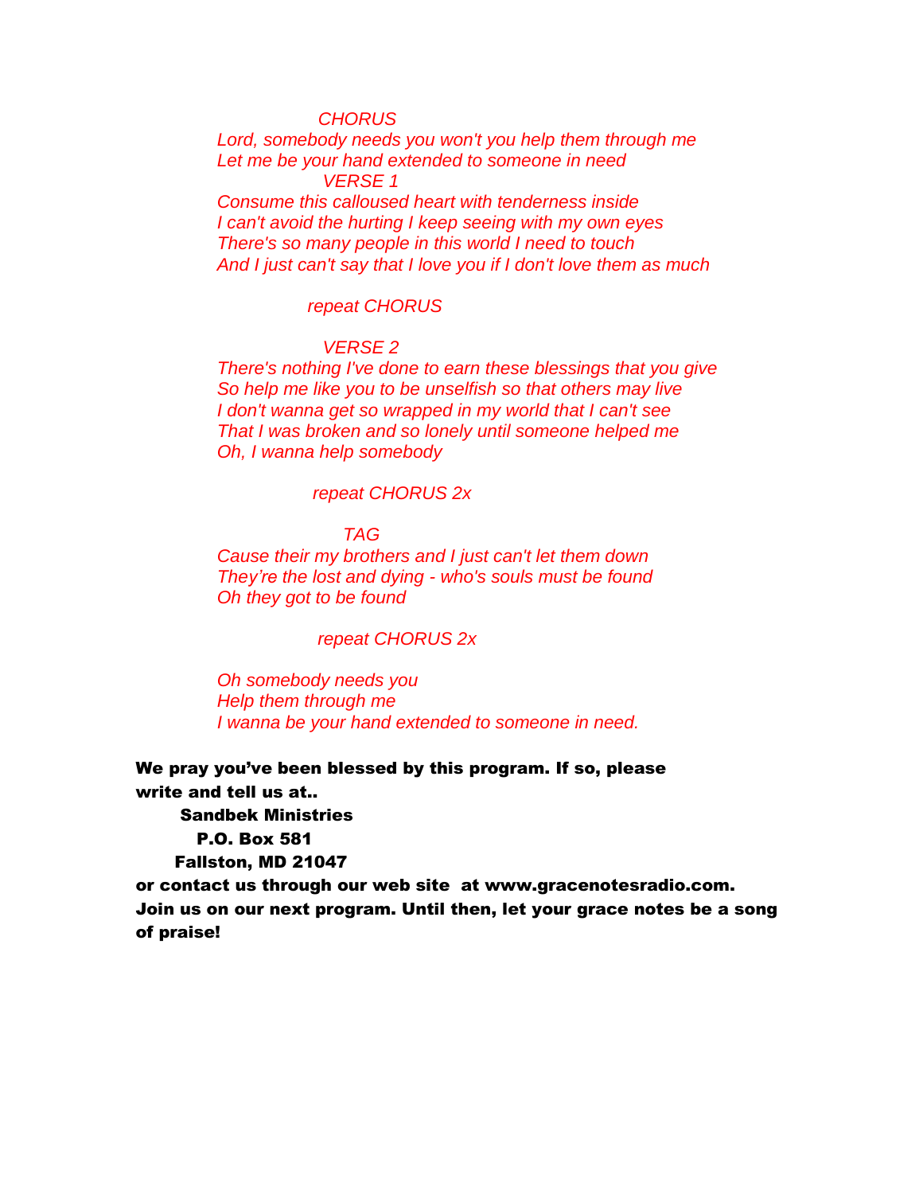*CHORUS*

*Lord, somebody needs you won't you help them through me*
*Let me be your hand extended to someone in need*

*VERSE 1*

*Consume this calloused heart with tenderness inside*
*I can't avoid the hurting I keep seeing with my own eyes*
*There's so many people in this world I need to touch*
*And I just can't say that I love you if I don't love them as much*

*repeat CHORUS*

*VERSE 2*

*There's nothing I've done to earn these blessings that you give*
*So help me like you to be unselfish so that others may live*
*I don't wanna get so wrapped in my world that I can't see*
*That I was broken and so lonely until someone helped me*
*Oh, I wanna help somebody*

*repeat CHORUS 2x*

*TAG*

*Cause their my brothers and I just can't let them down*
*They're the lost and dying - who's souls must be found*
*Oh they got to be found*

*repeat CHORUS 2x*

*Oh somebody needs you*
*Help them through me*
*I wanna be your hand extended to someone in need.*

**We pray you've been blessed by this program. If so, please write and tell us at..**

**Sandbek Ministries**
**P.O. Box 581**
**Fallston, MD 21047**

**or contact us through our web site at www.gracenotesradio.com. Join us on our next program. Until then, let your grace notes be a song of praise!**